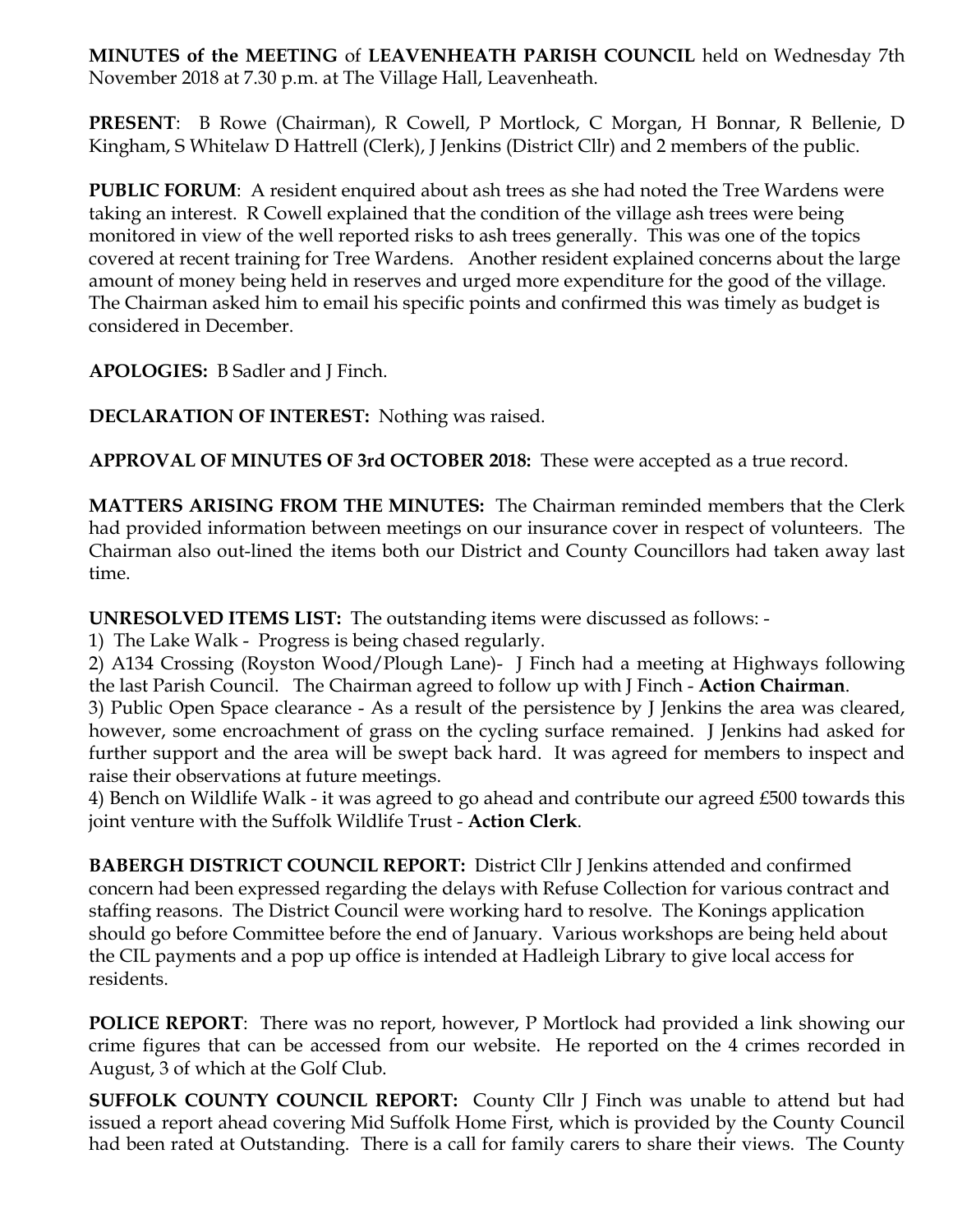**MINUTES of the MEETING** of **LEAVENHEATH PARISH COUNCIL** held on Wednesday 7th November 2018 at 7.30 p.m. at The Village Hall, Leavenheath.

**PRESENT**: B Rowe (Chairman), R Cowell, P Mortlock, C Morgan, H Bonnar, R Bellenie, D Kingham, S Whitelaw D Hattrell (Clerk), J Jenkins (District Cllr) and 2 members of the public.

**PUBLIC FORUM**: A resident enquired about ash trees as she had noted the Tree Wardens were taking an interest. R Cowell explained that the condition of the village ash trees were being monitored in view of the well reported risks to ash trees generally. This was one of the topics covered at recent training for Tree Wardens. Another resident explained concerns about the large amount of money being held in reserves and urged more expenditure for the good of the village. The Chairman asked him to email his specific points and confirmed this was timely as budget is considered in December.

**APOLOGIES:** B Sadler and J Finch.

**DECLARATION OF INTEREST:** Nothing was raised.

**APPROVAL OF MINUTES OF 3rd OCTOBER 2018:** These were accepted as a true record.

**MATTERS ARISING FROM THE MINUTES:** The Chairman reminded members that the Clerk had provided information between meetings on our insurance cover in respect of volunteers. The Chairman also out-lined the items both our District and County Councillors had taken away last time.

**UNRESOLVED ITEMS LIST:** The outstanding items were discussed as follows: -

1) The Lake Walk - Progress is being chased regularly.
2) A134 Crossing (Royston Wood/Plough Lane)- J Finch had a meeting at Highways following the last Parish Council. The Chairman agreed to follow up with J Finch - **Action Chairman**.
3) Public Open Space clearance - As a result of the persistence by J Jenkins the area was cleared, however, some encroachment of grass on the cycling surface remained. J Jenkins had asked for further support and the area will be swept back hard. It was agreed for members to inspect and raise their observations at future meetings.
4) Bench on Wildlife Walk - it was agreed to go ahead and contribute our agreed £500 towards this joint venture with the Suffolk Wildlife Trust - **Action Clerk**.

**BABERGH DISTRICT COUNCIL REPORT:** District Cllr J Jenkins attended and confirmed concern had been expressed regarding the delays with Refuse Collection for various contract and staffing reasons. The District Council were working hard to resolve. The Konings application should go before Committee before the end of January. Various workshops are being held about the CIL payments and a pop up office is intended at Hadleigh Library to give local access for residents.

**POLICE REPORT**: There was no report, however, P Mortlock had provided a link showing our crime figures that can be accessed from our website. He reported on the 4 crimes recorded in August, 3 of which at the Golf Club.

**SUFFOLK COUNTY COUNCIL REPORT:** County Cllr J Finch was unable to attend but had issued a report ahead covering Mid Suffolk Home First, which is provided by the County Council had been rated at Outstanding. There is a call for family carers to share their views. The County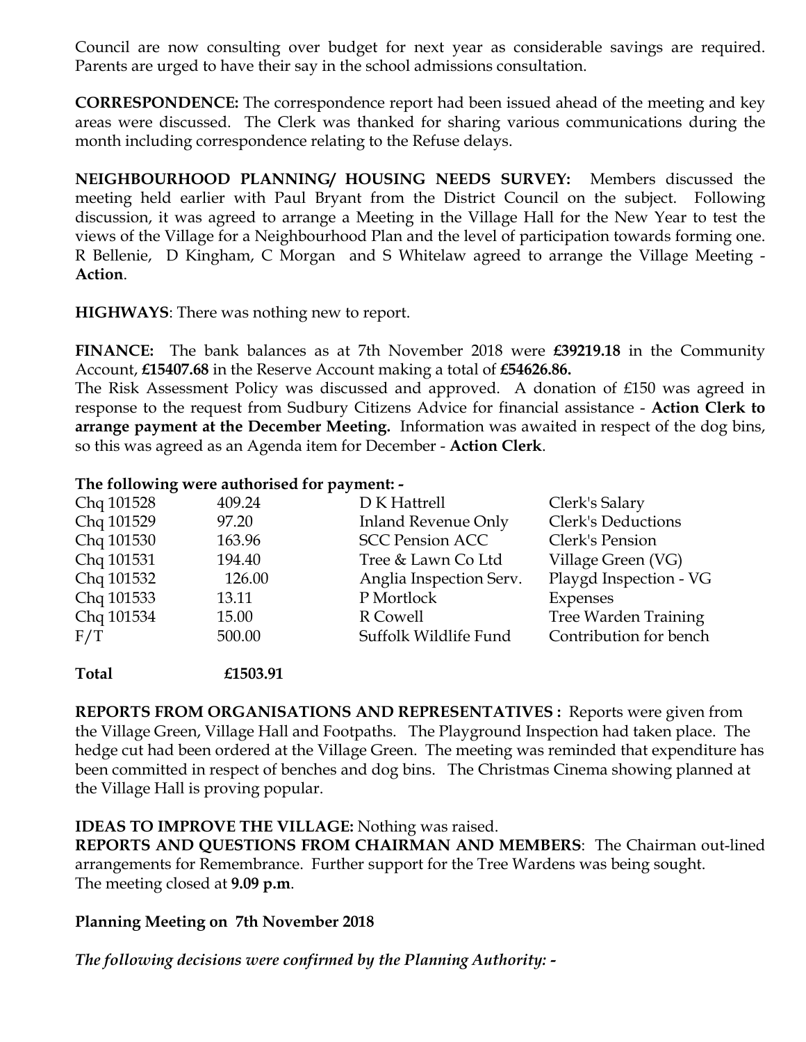Council are now consulting over budget for next year as considerable savings are required. Parents are urged to have their say in the school admissions consultation.

**CORRESPONDENCE:** The correspondence report had been issued ahead of the meeting and key areas were discussed. The Clerk was thanked for sharing various communications during the month including correspondence relating to the Refuse delays.

**NEIGHBOURHOOD PLANNING/ HOUSING NEEDS SURVEY:** Members discussed the meeting held earlier with Paul Bryant from the District Council on the subject. Following discussion, it was agreed to arrange a Meeting in the Village Hall for the New Year to test the views of the Village for a Neighbourhood Plan and the level of participation towards forming one. R Bellenie, D Kingham, C Morgan and S Whitelaw agreed to arrange the Village Meeting - **Action**.

**HIGHWAYS**: There was nothing new to report.

**FINANCE:** The bank balances as at 7th November 2018 were **£39219.18** in the Community Account, **£15407.68** in the Reserve Account making a total of **£54626.86.**
The Risk Assessment Policy was discussed and approved. A donation of £150 was agreed in response to the request from Sudbury Citizens Advice for financial assistance - **Action Clerk to arrange payment at the December Meeting.** Information was awaited in respect of the dog bins, so this was agreed as an Agenda item for December - **Action Clerk**.

**The following were authorised for payment: -**

| | | | |
|---|---|---|---|
| Chq 101528 | 409.24 | D K Hattrell | Clerk's Salary |
| Chq 101529 | 97.20 | Inland Revenue Only | Clerk's Deductions |
| Chq 101530 | 163.96 | SCC Pension ACC | Clerk's Pension |
| Chq 101531 | 194.40 | Tree & Lawn Co Ltd | Village Green (VG) |
| Chq 101532 | 126.00 | Anglia Inspection Serv. | Playgd Inspection - VG |
| Chq 101533 | 13.11 | P Mortlock | Expenses |
| Chq 101534 | 15.00 | R Cowell | Tree Warden Training |
| F/T | 500.00 | Suffolk Wildlife Fund | Contribution for bench |
| **Total** | **£1503.91** | | |

**REPORTS FROM ORGANISATIONS AND REPRESENTATIVES :** Reports were given from the Village Green, Village Hall and Footpaths. The Playground Inspection had taken place. The hedge cut had been ordered at the Village Green. The meeting was reminded that expenditure has been committed in respect of benches and dog bins. The Christmas Cinema showing planned at the Village Hall is proving popular.

**IDEAS TO IMPROVE THE VILLAGE:** Nothing was raised.
**REPORTS AND QUESTIONS FROM CHAIRMAN AND MEMBERS**: The Chairman out-lined arrangements for Remembrance. Further support for the Tree Wardens was being sought.
The meeting closed at **9.09 p.m**.

**Planning Meeting on 7th November 2018**

***The following decisions were confirmed by the Planning Authority: -***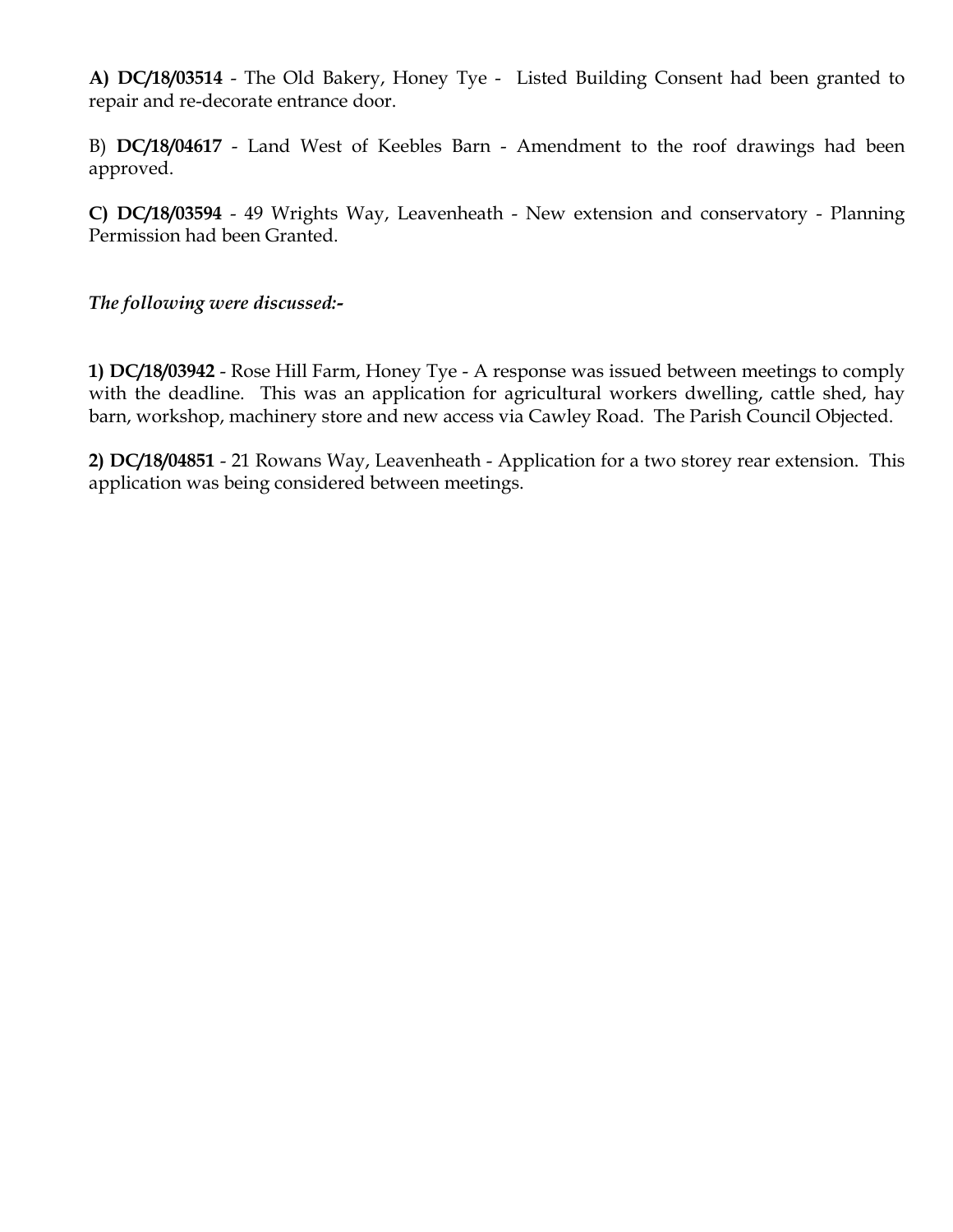**A) DC/18/03514** - The Old Bakery, Honey Tye - Listed Building Consent had been granted to repair and re-decorate entrance door.

B) **DC/18/04617** - Land West of Keebles Barn - Amendment to the roof drawings had been approved.

**C) DC/18/03594** - 49 Wrights Way, Leavenheath - New extension and conservatory - Planning Permission had been Granted.

***The following were discussed:-***

**1) DC/18/03942** - Rose Hill Farm, Honey Tye - A response was issued between meetings to comply with the deadline. This was an application for agricultural workers dwelling, cattle shed, hay barn, workshop, machinery store and new access via Cawley Road. The Parish Council Objected.

**2) DC/18/04851** - 21 Rowans Way, Leavenheath - Application for a two storey rear extension. This application was being considered between meetings.